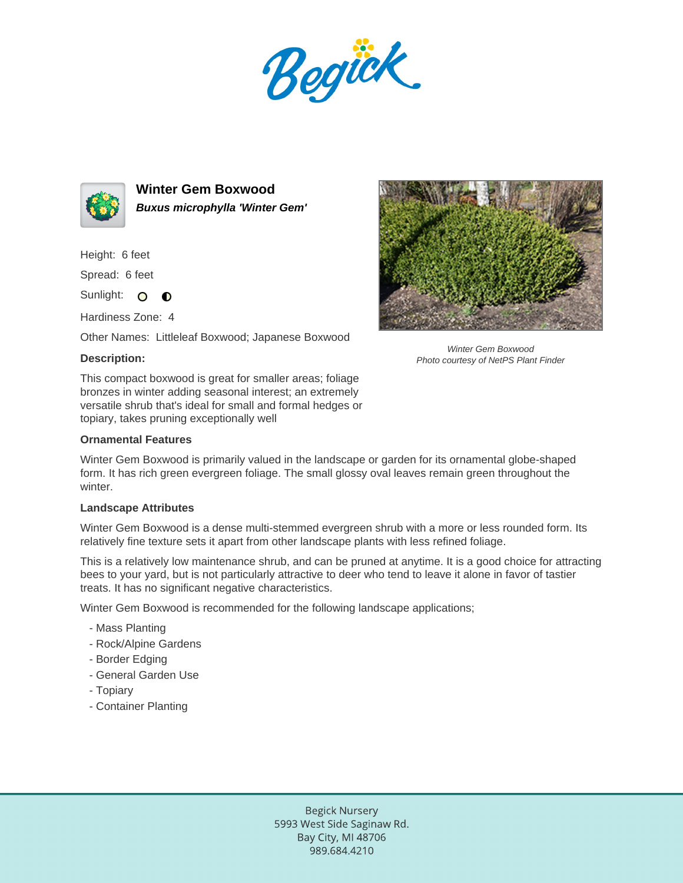# Winter Gem Boxwood

***Buxus microphylla 'Winter Gem'***

Height: 6 feet

Spread: 6 feet

Sunlight:

Hardiness Zone: 4

Other Names: Littleleaf Boxwood; Japanese Boxwood

Winter Gem Boxwood
*Photo courtesy of NetPS Plant Finder*

### Description:

This compact boxwood is great for smaller areas; foliage bronzes in winter adding seasonal interest; an extremely versatile shrub that's ideal for small and formal hedges or topiary, takes pruning exceptionally well

### Ornamental Features

Winter Gem Boxwood is primarily valued in the landscape or garden for its ornamental globe-shaped form. It has rich green evergreen foliage. The small glossy oval leaves remain green throughout the winter.

### Landscape Attributes

Winter Gem Boxwood is a dense multi-stemmed evergreen shrub with a more or less rounded form. Its relatively fine texture sets it apart from other landscape plants with less refined foliage.

This is a relatively low maintenance shrub, and can be pruned at anytime. It is a good choice for attracting bees to your yard, but is not particularly attractive to deer who tend to leave it alone in favor of tastier treats. It has no significant negative characteristics.

Winter Gem Boxwood is recommended for the following landscape applications;

- Mass Planting
- Rock/Alpine Gardens
- Border Edging
- General Garden Use
- Topiary
- Container Planting

Begick Nursery
5993 West Side Saginaw Rd.
Bay City, MI 48706
989.684.4210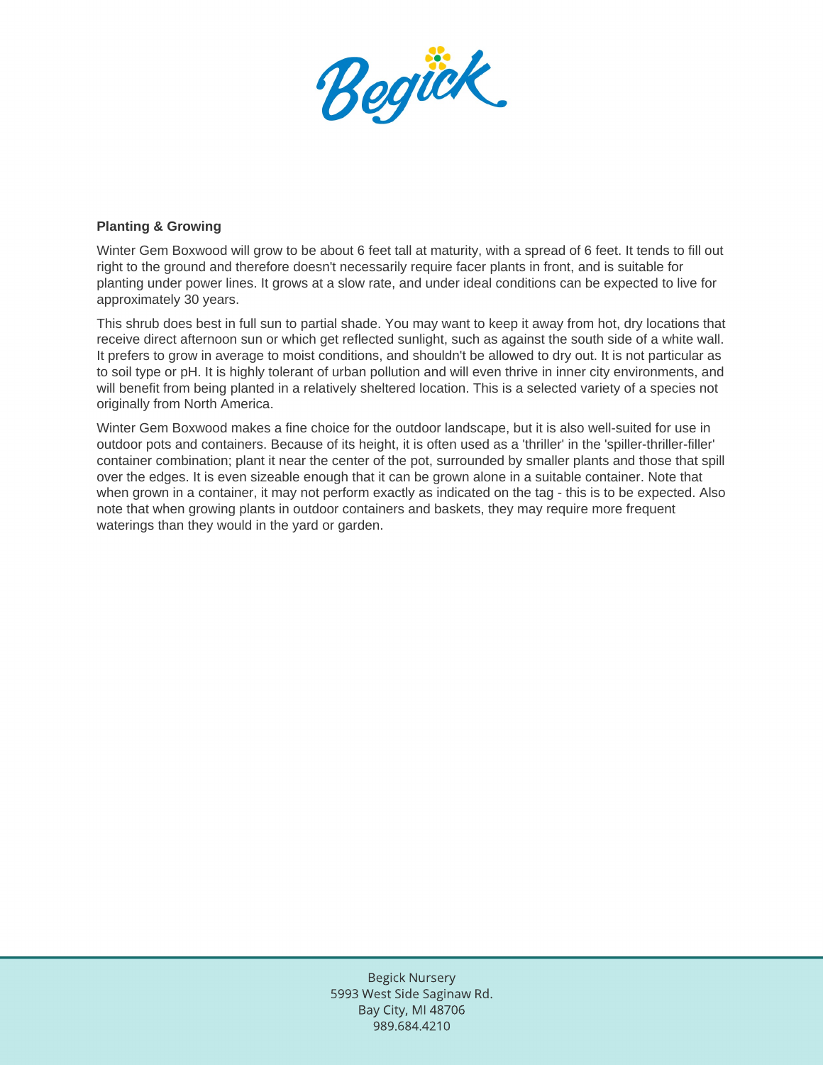### Planting & Growing

Winter Gem Boxwood will grow to be about 6 feet tall at maturity, with a spread of 6 feet. It tends to fill out right to the ground and therefore doesn't necessarily require facer plants in front, and is suitable for planting under power lines. It grows at a slow rate, and under ideal conditions can be expected to live for approximately 30 years.

This shrub does best in full sun to partial shade. You may want to keep it away from hot, dry locations that receive direct afternoon sun or which get reflected sunlight, such as against the south side of a white wall. It prefers to grow in average to moist conditions, and shouldn't be allowed to dry out. It is not particular as to soil type or pH. It is highly tolerant of urban pollution and will even thrive in inner city environments, and will benefit from being planted in a relatively sheltered location. This is a selected variety of a species not originally from North America.

Winter Gem Boxwood makes a fine choice for the outdoor landscape, but it is also well-suited for use in outdoor pots and containers. Because of its height, it is often used as a 'thriller' in the 'spiller-thriller-filler' container combination; plant it near the center of the pot, surrounded by smaller plants and those that spill over the edges. It is even sizeable enough that it can be grown alone in a suitable container. Note that when grown in a container, it may not perform exactly as indicated on the tag - this is to be expected. Also note that when growing plants in outdoor containers and baskets, they may require more frequent waterings than they would in the yard or garden.